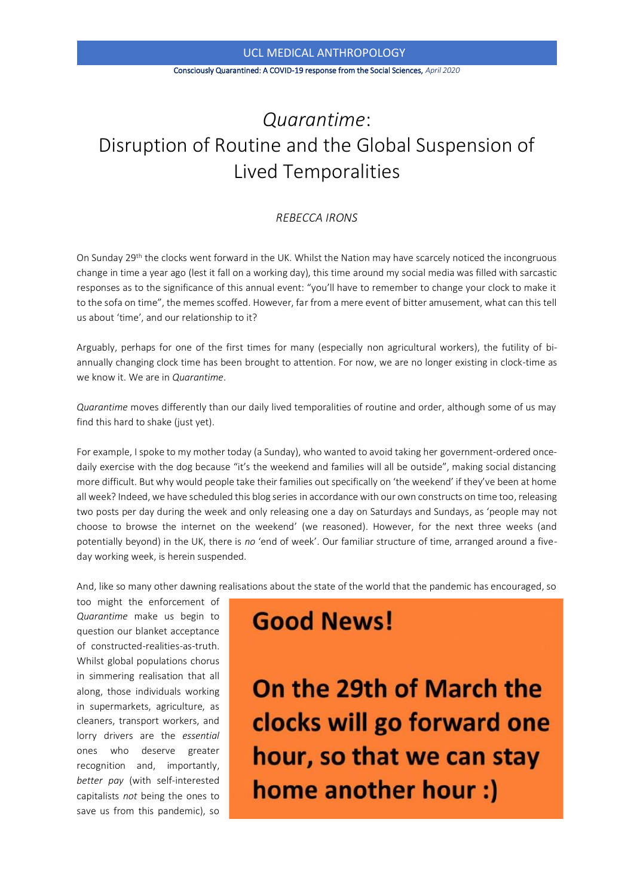# *Quarantime*: Disruption of Routine and the Global Suspension of Lived Temporalities

*REBECCA IRONS*

On Sunday 29th the clocks went forward in the UK. Whilst the Nation may have scarcely noticed the incongruous change in time a year ago (lest it fall on a working day), this time around my social media was filled with sarcastic responses as to the significance of this annual event: "you'll have to remember to change your clock to make it to the sofa on time", the memes scoffed. However, far from a mere event of bitter amusement, what can this tell us about 'time', and our relationship to it?

Arguably, perhaps for one of the first times for many (especially non agricultural workers), the futility of bi-annually changing clock time has been brought to attention. For now, we are no longer existing in clock-time as we know it. We are in *Quarantime*.

*Quarantime* moves differently than our daily lived temporalities of routine and order, although some of us may find this hard to shake (just yet).

For example, I spoke to my mother today (a Sunday), who wanted to avoid taking her government-ordered once-daily exercise with the dog because "it's the weekend and families will all be outside", making social distancing more difficult. But why would people take their families out specifically on 'the weekend' if they've been at home all week? Indeed, we have scheduled this blog series in accordance with our own constructs on time too, releasing two posts per day during the week and only releasing one a day on Saturdays and Sundays, as 'people may not choose to browse the internet on the weekend' (we reasoned). However, for the next three weeks (and potentially beyond) in the UK, there is *no* 'end of week'. Our familiar structure of time, arranged around a five-day working week, is herein suspended.

And, like so many other dawning realisations about the state of the world that the pandemic has encouraged, so too might the enforcement of *Quarantime* make us begin to question our blanket acceptance of constructed-realities-as-truth. Whilst global populations chorus in simmering realisation that all along, those individuals working in supermarkets, agriculture, as cleaners, transport workers, and lorry drivers are the *essential* ones who deserve greater recognition and, importantly, *better pay* (with self-interested capitalists *not* being the ones to save us from this pandemic), so

**Good News!**

**On the 29th of March the clocks will go forward one hour, so that we can stay home another hour :)**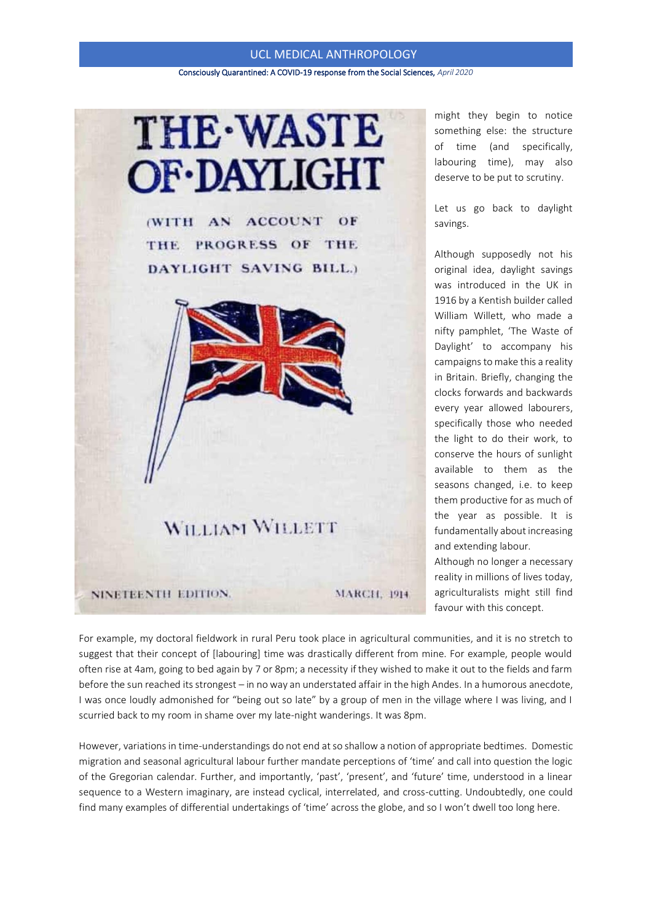might they begin to notice something else: the structure of time (and specifically, labouring time), may also deserve to be put to scrutiny.

Let us go back to daylight savings.

Although supposedly not his original idea, daylight savings was introduced in the UK in 1916 by a Kentish builder called William Willett, who made a nifty pamphlet, 'The Waste of Daylight' to accompany his campaigns to make this a reality in Britain. Briefly, changing the clocks forwards and backwards every year allowed labourers, specifically those who needed the light to do their work, to conserve the hours of sunlight available to them as the seasons changed, i.e. to keep them productive for as much of the year as possible. It is fundamentally about increasing and extending labour.

Although no longer a necessary reality in millions of lives today, agriculturalists might still find favour with this concept.

For example, my doctoral fieldwork in rural Peru took place in agricultural communities, and it is no stretch to suggest that their concept of [labouring] time was drastically different from mine. For example, people would often rise at 4am, going to bed again by 7 or 8pm; a necessity if they wished to make it out to the fields and farm before the sun reached its strongest – in no way an understated affair in the high Andes. In a humorous anecdote, I was once loudly admonished for "being out so late" by a group of men in the village where I was living, and I scurried back to my room in shame over my late-night wanderings. It was 8pm.

However, variations in time-understandings do not end at so shallow a notion of appropriate bedtimes. Domestic migration and seasonal agricultural labour further mandate perceptions of 'time' and call into question the logic of the Gregorian calendar. Further, and importantly, 'past', 'present', and 'future' time, understood in a linear sequence to a Western imaginary, are instead cyclical, interrelated, and cross-cutting. Undoubtedly, one could find many examples of differential undertakings of 'time' across the globe, and so I won't dwell too long here.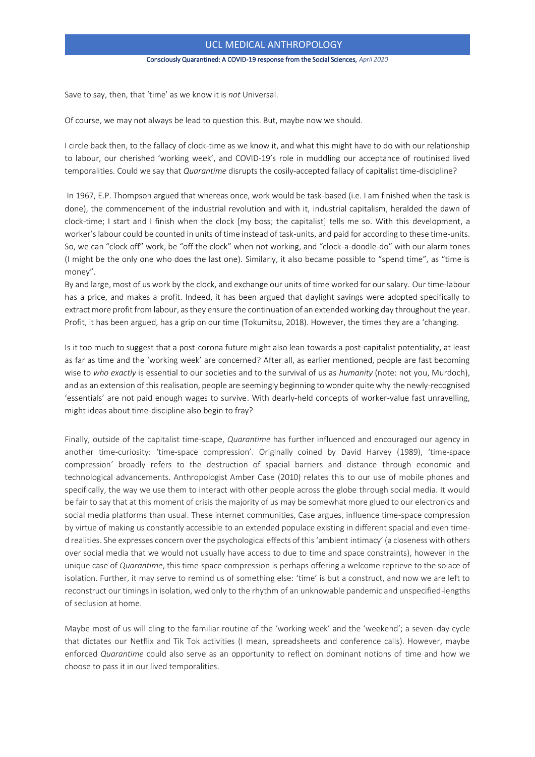Save to say, then, that 'time' as we know it is *not* Universal.

Of course, we may not always be lead to question this. But, maybe now we should.

I circle back then, to the fallacy of clock-time as we know it, and what this might have to do with our relationship to labour, our cherished 'working week', and COVID-19's role in muddling our acceptance of routinised lived temporalities. Could we say that *Quarantime* disrupts the cosily-accepted fallacy of capitalist time-discipline?

In 1967, E.P. Thompson argued that whereas once, work would be task-based (i.e. I am finished when the task is done), the commencement of the industrial revolution and with it, industrial capitalism, heralded the dawn of clock-time; I start and I finish when the clock [my boss; the capitalist] tells me so. With this development, a worker's labour could be counted in units of time instead of task-units, and paid for according to these time-units. So, we can "clock off" work, be "off the clock" when not working, and "clock-a-doodle-do" with our alarm tones (I might be the only one who does the last one). Similarly, it also became possible to "spend time", as "time is money".

By and large, most of us work by the clock, and exchange our units of time worked for our salary. Our time-labour has a price, and makes a profit. Indeed, it has been argued that daylight savings were adopted specifically to extract more profit from labour, as they ensure the continuation of an extended working day throughout the year. Profit, it has been argued, has a grip on our time (Tokumitsu, 2018). However, the times they are a 'changing.

Is it too much to suggest that a post-corona future might also lean towards a post-capitalist potentiality, at least as far as time and the 'working week' are concerned? After all, as earlier mentioned, people are fast becoming wise to *who exactly* is essential to our societies and to the survival of us as *humanity* (note: not you, Murdoch), and as an extension of this realisation, people are seemingly beginning to wonder quite why the newly-recognised 'essentials' are not paid enough wages to survive. With dearly-held concepts of worker-value fast unravelling, might ideas about time-discipline also begin to fray?

Finally, outside of the capitalist time-scape, *Quarantime* has further influenced and encouraged our agency in another time-curiosity: 'time-space compression'. Originally coined by David Harvey (1989), 'time-space compression' broadly refers to the destruction of spacial barriers and distance through economic and technological advancements. Anthropologist Amber Case (2010) relates this to our use of mobile phones and specifically, the way we use them to interact with other people across the globe through social media. It would be fair to say that at this moment of crisis the majority of us may be somewhat more glued to our electronics and social media platforms than usual. These internet communities, Case argues, influence time-space compression by virtue of making us constantly accessible to an extended populace existing in different spacial and even timed realities. She expresses concern over the psychological effects of this 'ambient intimacy' (a closeness with others over social media that we would not usually have access to due to time and space constraints), however in the unique case of *Quarantime*, this time-space compression is perhaps offering a welcome reprieve to the solace of isolation. Further, it may serve to remind us of something else: 'time' is but a construct, and now we are left to reconstruct our timings in isolation, wed only to the rhythm of an unknowable pandemic and unspecified-lengths of seclusion at home.

Maybe most of us will cling to the familiar routine of the 'working week' and the 'weekend'; a seven-day cycle that dictates our Netflix and Tik Tok activities (I mean, spreadsheets and conference calls). However, maybe enforced *Quarantime* could also serve as an opportunity to reflect on dominant notions of time and how we choose to pass it in our lived temporalities.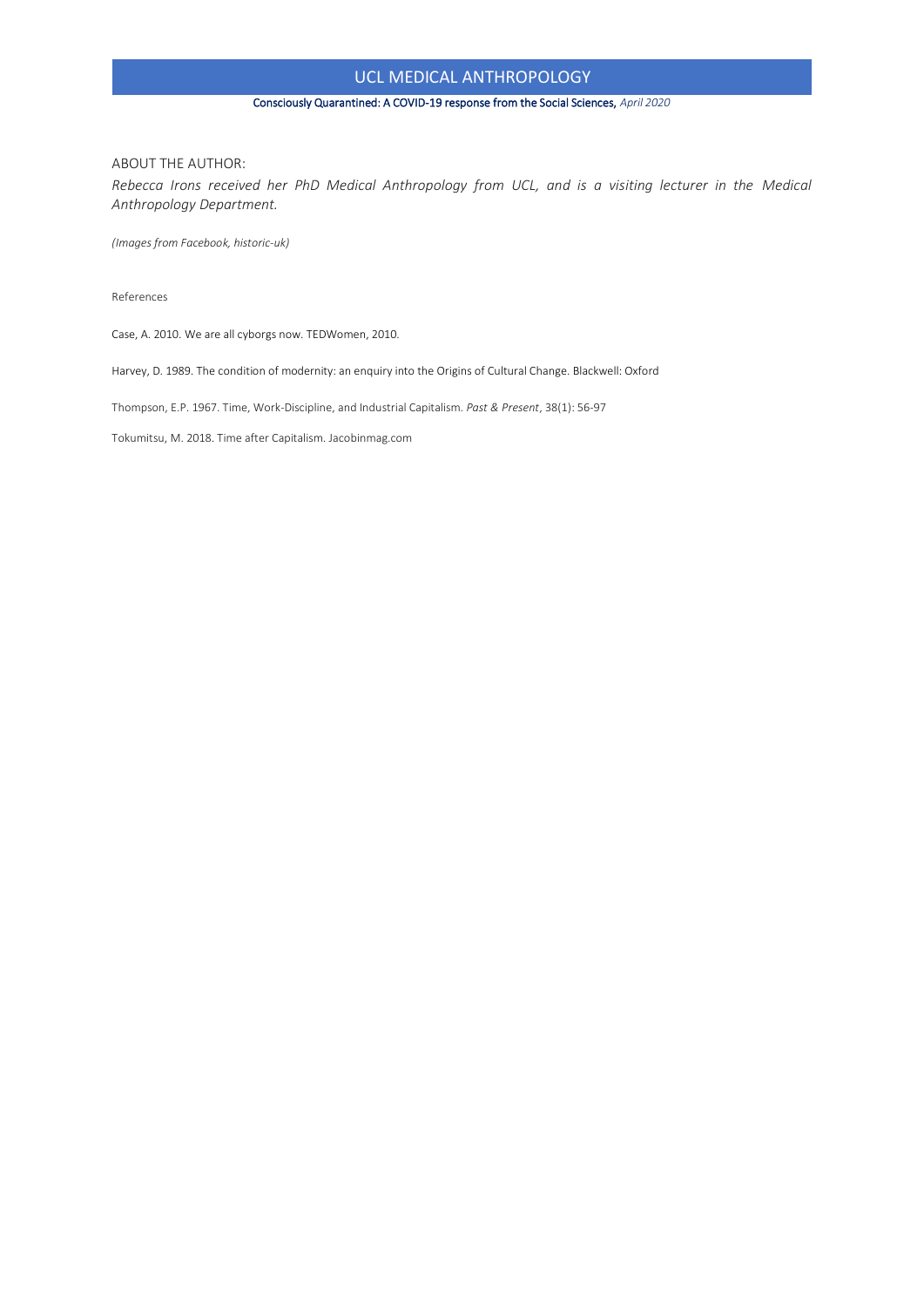ABOUT THE AUTHOR:

*Rebecca Irons received her PhD Medical Anthropology from UCL, and is a visiting lecturer in the Medical Anthropology Department.*

*(Images from Facebook, historic-uk)*

References

Case, A. 2010. We are all cyborgs now. TEDWomen, 2010.

Harvey, D. 1989. The condition of modernity: an enquiry into the Origins of Cultural Change. Blackwell: Oxford

Thompson, E.P. 1967. Time, Work-Discipline, and Industrial Capitalism. *Past & Present*, 38(1): 56-97

Tokumitsu, M. 2018. Time after Capitalism. Jacobinmag.com